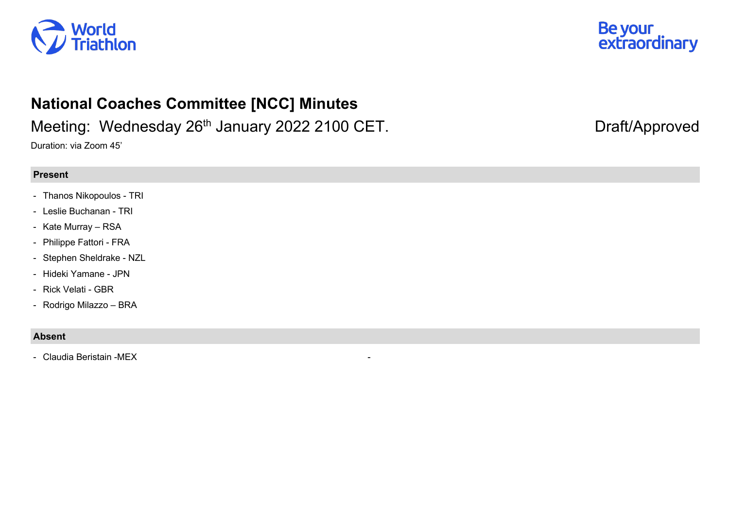# National Coaches Committee [NCC] Minutes

Meeting: Wednesday 26th January 2022 2100 CET. Draft/Approved

Duration: via Zoom 45’

## Present

- Thanos Nikopoulos - TRI
- Leslie Buchanan - TRI
- Kate Murray – RSA
- Philippe Fattori - FRA
- Stephen Sheldrake - NZL
- Hideki Yamane - JPN
- Rick Velati - GBR
- Rodrigo Milazzo – BRA

## Absent

- Claudia Beristain -MEX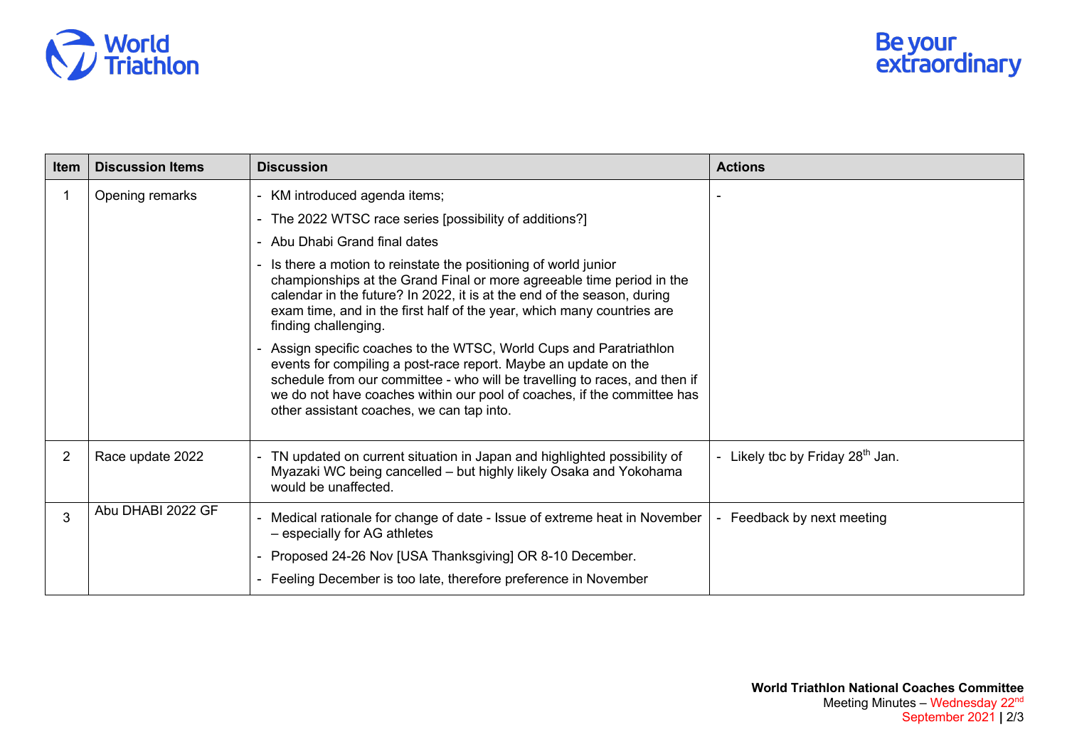| Item | Discussion Items | Discussion | Actions |
|---|---|---|---|
| 1 | Opening remarks | - KM introduced agenda items;<br>- The 2022 WTSC race series [possibility of additions?]<br>- Abu Dhabi Grand final dates<br>- Is there a motion to reinstate the positioning of world junior championships at the Grand Final or more agreeable time period in the calendar in the future? In 2022, it is at the end of the season, during exam time, and in the first half of the year, which many countries are finding challenging.<br>- Assign specific coaches to the WTSC, World Cups and Paratriathlon events for compiling a post-race report. Maybe an update on the schedule from our committee - who will be travelling to races, and then if we do not have coaches within our pool of coaches, if the committee has other assistant coaches, we can tap into. | - |
| 2 | Race update 2022 | - TN updated on current situation in Japan and highlighted possibility of Myazaki WC being cancelled – but highly likely Osaka and Yokohama would be unaffected. | - Likely tbc by Friday 28th Jan. |
| 3 | Abu DHABI 2022 GF | - Medical rationale for change of date - Issue of extreme heat in November – especially for AG athletes<br>- Proposed 24-26 Nov [USA Thanksgiving] OR 8-10 December.<br>- Feeling December is too late, therefore preference in November | - Feedback by next meeting |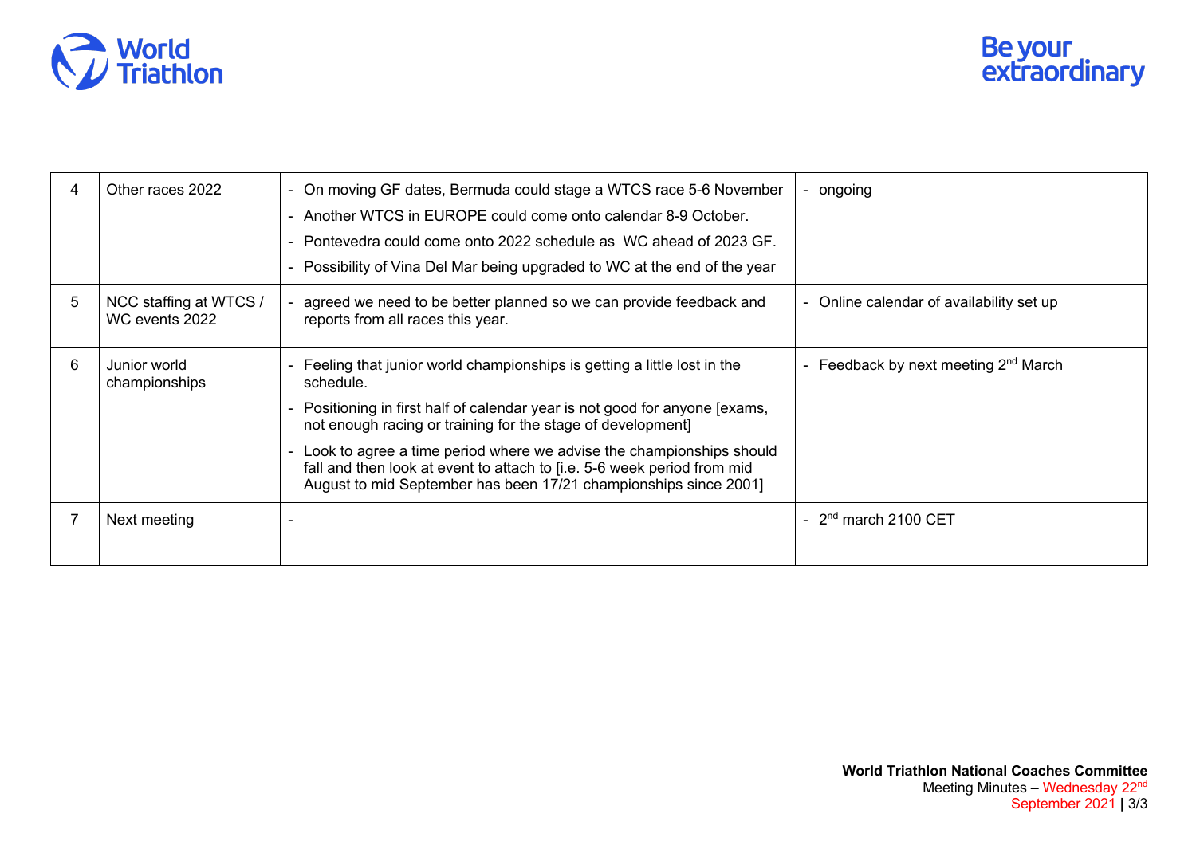| | | | |
|---|---|---|---|
| 4 | Other races 2022 | - On moving GF dates, Bermuda could stage a WTCS race 5-6 November<br>- Another WTCS in EUROPE could come onto calendar 8-9 October.<br>- Pontevedra could come onto 2022 schedule as WC ahead of 2023 GF.<br>- Possibility of Vina Del Mar being upgraded to WC at the end of the year | - ongoing |
| 5 | NCC staffing at WTCS / WC events 2022 | - agreed we need to be better planned so we can provide feedback and reports from all races this year. | - Online calendar of availability set up |
| 6 | Junior world championships | - Feeling that junior world championships is getting a little lost in the schedule.<br>- Positioning in first half of calendar year is not good for anyone [exams, not enough racing or training for the stage of development]<br>- Look to agree a time period where we advise the championships should fall and then look at event to attach to [i.e. 5-6 week period from mid August to mid September has been 17/21 championships since 2001] | - Feedback by next meeting 2nd March |
| 7 | Next meeting | - | - 2nd march 2100 CET |